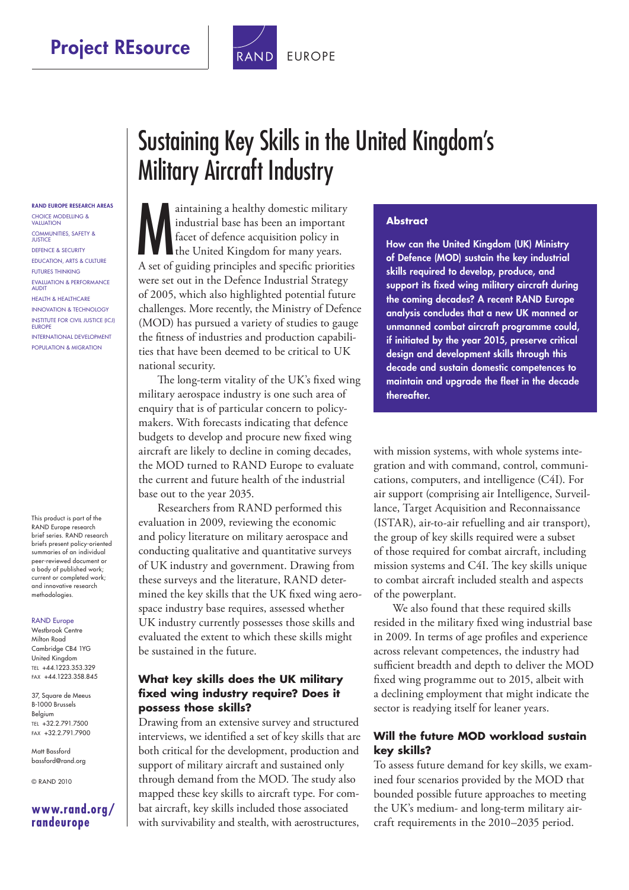# Project REsource

RAND EUROPE

# Sustaining Key Skills in the United Kingdom's Military Aircraft Industry

**RAND EUROPE RESEARCH AREAS**

CHOICE MODELLING & VALUATION
COMMUNITIES, SAFETY & JUSTICE
DEFENCE & SECURITY
EDUCATION, ARTS & CULTURE
FUTURES THINKING
EVALUATION & PERFORMANCE AUDIT
HEALTH & HEALTHCARE
INNOVATION & TECHNOLOGY
INSTITUTE FOR CIVIL JUSTICE (ICJ) EUROPE
INTERNATIONAL DEVELOPMENT
POPULATION & MIGRATION

This product is part of the RAND Europe research brief series. RAND research briefs present policy-oriented summaries of an individual peer-reviewed document or a body of published work; current or completed work; and innovative research methodologies.

RAND Europe
Westbrook Centre
Milton Road
Cambridge CB4 1YG
United Kingdom
TEL +44.1223.353.329
FAX +44.1223.358.845

37, Square de Meeus
B-1000 Brussels
Belgium
TEL +32.2.791.7500
FAX +32.2.791.7900

Matt Bassford
bassford@rand.org

© RAND 2010

**www.rand.org/randeurope**

Maintaining a healthy domestic military industrial base has been an important facet of defence acquisition policy in the United Kingdom for many years. A set of guiding principles and specific priorities were set out in the Defence Industrial Strategy of 2005, which also highlighted potential future challenges. More recently, the Ministry of Defence (MOD) has pursued a variety of studies to gauge the fitness of industries and production capabilities that have been deemed to be critical to UK national security.

The long-term vitality of the UK's fixed wing military aerospace industry is one such area of enquiry that is of particular concern to policymakers. With forecasts indicating that defence budgets to develop and procure new fixed wing aircraft are likely to decline in coming decades, the MOD turned to RAND Europe to evaluate the current and future health of the industrial base out to the year 2035.

Researchers from RAND performed this evaluation in 2009, reviewing the economic and policy literature on military aerospace and conducting qualitative and quantitative surveys of UK industry and government. Drawing from these surveys and the literature, RAND determined the key skills that the UK fixed wing aerospace industry base requires, assessed whether UK industry currently possesses those skills and evaluated the extent to which these skills might be sustained in the future.

### Abstract

**How can the United Kingdom (UK) Ministry of Defence (MOD) sustain the key industrial skills required to develop, produce, and support its fixed wing military aircraft during the coming decades? A recent RAND Europe analysis concludes that a new UK manned or unmanned combat aircraft programme could, if initiated by the year 2015, preserve critical design and development skills through this decade and sustain domestic competences to maintain and upgrade the fleet in the decade thereafter.**

## What key skills does the UK military fixed wing industry require? Does it possess those skills?

Drawing from an extensive survey and structured interviews, we identified a set of key skills that are both critical for the development, production and support of military aircraft and sustained only through demand from the MOD. The study also mapped these key skills to aircraft type. For combat aircraft, key skills included those associated with survivability and stealth, with aerostructures, with mission systems, with whole systems integration and with command, control, communications, computers, and intelligence (C4I). For air support (comprising air Intelligence, Surveillance, Target Acquisition and Reconnaissance (ISTAR), air-to-air refuelling and air transport), the group of key skills required were a subset of those required for combat aircraft, including mission systems and C4I. The key skills unique to combat aircraft included stealth and aspects of the powerplant.

We also found that these required skills resided in the military fixed wing industrial base in 2009. In terms of age profiles and experience across relevant competences, the industry had sufficient breadth and depth to deliver the MOD fixed wing programme out to 2015, albeit with a declining employment that might indicate the sector is readying itself for leaner years.

## Will the future MOD workload sustain key skills?

To assess future demand for key skills, we examined four scenarios provided by the MOD that bounded possible future approaches to meeting the UK's medium- and long-term military aircraft requirements in the 2010–2035 period.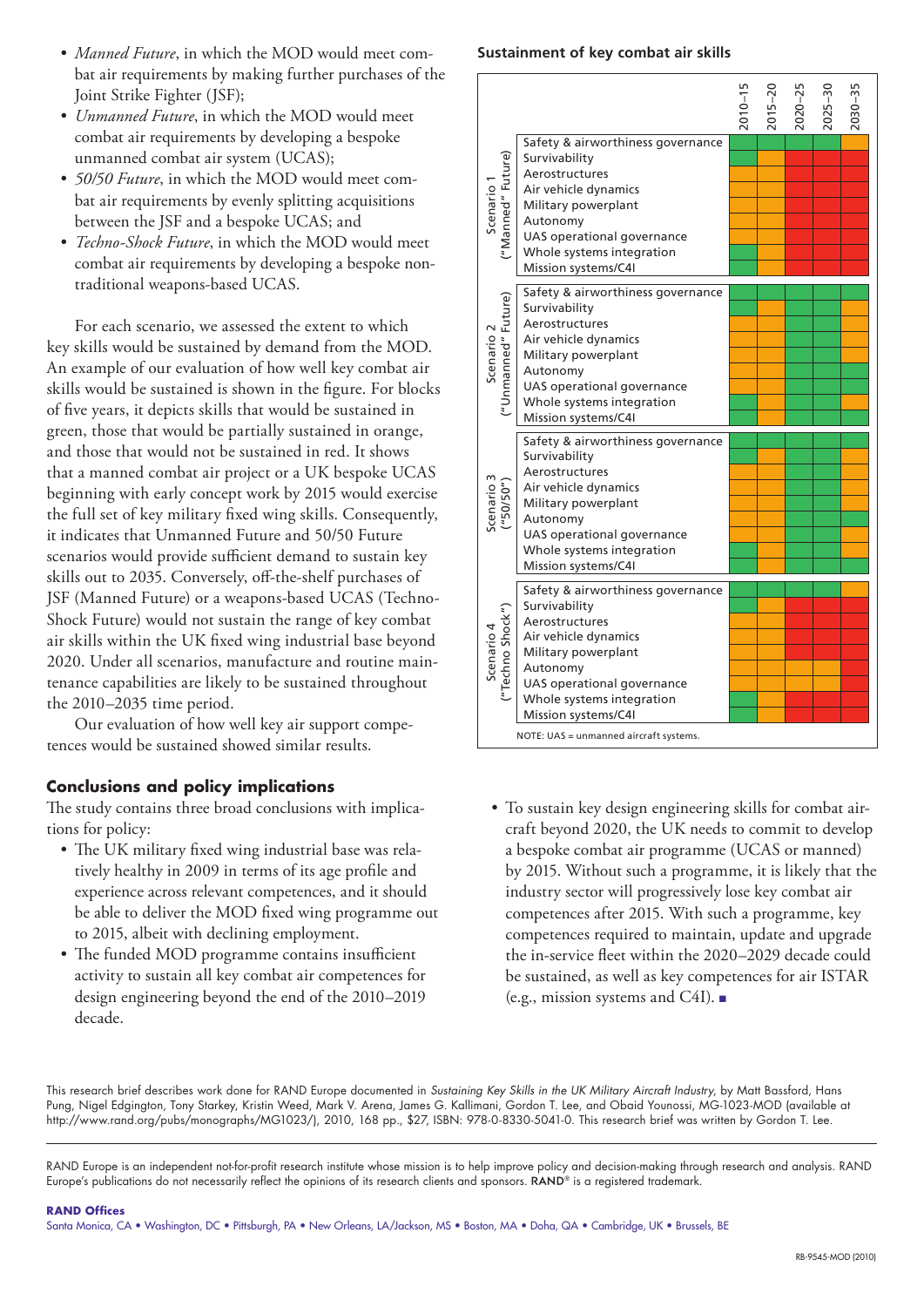- *Manned Future*, in which the MOD would meet combat air requirements by making further purchases of the Joint Strike Fighter (JSF);
- *Unmanned Future*, in which the MOD would meet combat air requirements by developing a bespoke unmanned combat air system (UCAS);
- *50/50 Future*, in which the MOD would meet combat air requirements by evenly splitting acquisitions between the JSF and a bespoke UCAS; and
- *Techno-Shock Future*, in which the MOD would meet combat air requirements by developing a bespoke non-traditional weapons-based UCAS.

For each scenario, we assessed the extent to which key skills would be sustained by demand from the MOD. An example of our evaluation of how well key combat air skills would be sustained is shown in the figure. For blocks of five years, it depicts skills that would be sustained in green, those that would be partially sustained in orange, and those that would not be sustained in red. It shows that a manned combat air project or a UK bespoke UCAS beginning with early concept work by 2015 would exercise the full set of key military fixed wing skills. Consequently, it indicates that Unmanned Future and 50/50 Future scenarios would provide sufficient demand to sustain key skills out to 2035. Conversely, off-the-shelf purchases of JSF (Manned Future) or a weapons-based UCAS (Techno-Shock Future) would not sustain the range of key combat air skills within the UK fixed wing industrial base beyond 2020. Under all scenarios, manufacture and routine maintenance capabilities are likely to be sustained throughout the 2010–2035 time period.

Our evaluation of how well key air support competences would be sustained showed similar results.

**Sustainment of key combat air skills**

| Scenario | Skill | 2010–15 | 2015–20 | 2020–25 | 2025–30 | 2030–35 |
|---|---|---|---|---|---|---|
| Scenario 1 ("Manned" Future) | Safety & airworthiness governance | Green | Orange | Red | Red | Red |
| | Survivability | Green | Orange | Red | Red | Red |
| | Aerostructures | Orange | Orange | Red | Red | Red |
| | Air vehicle dynamics | Orange | Orange | Red | Red | Red |
| | Military powerplant | Orange | Orange | Red | Red | Red |
| | Autonomy | Orange | Orange | Red | Red | Red |
| | UAS operational governance | Orange | Orange | Red | Red | Red |
| | Whole systems integration | Green | Orange | Red | Red | Red |
| | Mission systems/C4I | Green | Orange | Red | Red | Red |
| Scenario 2 ("Unmanned" Future) | Safety & airworthiness governance | Green | Green | Green | Green | Green |
| | Survivability | Green | Orange | Green | Green | Orange |
| | Aerostructures | Orange | Orange | Green | Green | Orange |
| | Air vehicle dynamics | Orange | Orange | Green | Green | Orange |
| | Military powerplant | Orange | Orange | Green | Green | Orange |
| | Autonomy | Orange | Orange | Green | Green | Green |
| | UAS operational governance | Orange | Orange | Green | Green | Green |
| | Whole systems integration | Green | Orange | Green | Green | Orange |
| | Mission systems/C4I | Green | Orange | Green | Green | Green |
| Scenario 3 ("50/50") | Safety & airworthiness governance | Green | Green | Green | Green | Green |
| | Survivability | Green | Orange | Green | Green | Orange |
| | Aerostructures | Orange | Orange | Green | Green | Orange |
| | Air vehicle dynamics | Orange | Orange | Green | Green | Orange |
| | Military powerplant | Orange | Orange | Green | Green | Orange |
| | Autonomy | Orange | Orange | Green | Green | Green |
| | UAS operational governance | Orange | Orange | Green | Green | Orange |
| | Whole systems integration | Green | Orange | Green | Green | Orange |
| | Mission systems/C4I | Green | Orange | Green | Green | Green |
| Scenario 4 ("Techno Shock") | Safety & airworthiness governance | Green | Green | Green | Green | Orange |
| | Survivability | Green | Orange | Red | Red | Red |
| | Aerostructures | Orange | Orange | Red | Red | Red |
| | Air vehicle dynamics | Orange | Orange | Red | Red | Red |
| | Military powerplant | Orange | Orange | Red | Red | Red |
| | Autonomy | Orange | Orange | Orange | Orange | Red |
| | UAS operational governance | Orange | Orange | Orange | Orange | Red |
| | Whole systems integration | Green | Orange | Red | Red | Red |
| | Mission systems/C4I | Green | Orange | Red | Red | Red |

NOTE: UAS = unmanned aircraft systems.

## Conclusions and policy implications

The study contains three broad conclusions with implications for policy:

- The UK military fixed wing industrial base was relatively healthy in 2009 in terms of its age profile and experience across relevant competences, and it should be able to deliver the MOD fixed wing programme out to 2015, albeit with declining employment.
- The funded MOD programme contains insufficient activity to sustain all key combat air competences for design engineering beyond the end of the 2010–2019 decade.
- To sustain key design engineering skills for combat aircraft beyond 2020, the UK needs to commit to develop a bespoke combat air programme (UCAS or manned) by 2015. Without such a programme, it is likely that the industry sector will progressively lose key combat air competences after 2015. With such a programme, key competences required to maintain, update and upgrade the in-service fleet within the 2020–2029 decade could be sustained, as well as key competences for air ISTAR (e.g., mission systems and C4I). ■

This research brief describes work done for RAND Europe documented in *Sustaining Key Skills in the UK Military Aircraft Industry*, by Matt Bassford, Hans Pung, Nigel Edgington, Tony Starkey, Kristin Weed, Mark V. Arena, James G. Kallimani, Gordon T. Lee, and Obaid Younossi, MG-1023-MOD (available at http://www.rand.org/pubs/monographs/MG1023/), 2010, 168 pp., $27, ISBN: 978-0-8330-5041-0. This research brief was written by Gordon T. Lee.

RAND Europe is an independent not-for-profit research institute whose mission is to help improve policy and decision-making through research and analysis. RAND Europe's publications do not necessarily reflect the opinions of its research clients and sponsors. RAND® is a registered trademark.

**RAND Offices**

Santa Monica, CA • Washington, DC • Pittsburgh, PA • New Orleans, LA/Jackson, MS • Boston, MA • Doha, QA • Cambridge, UK • Brussels, BE

RB-9545-MOD (2010)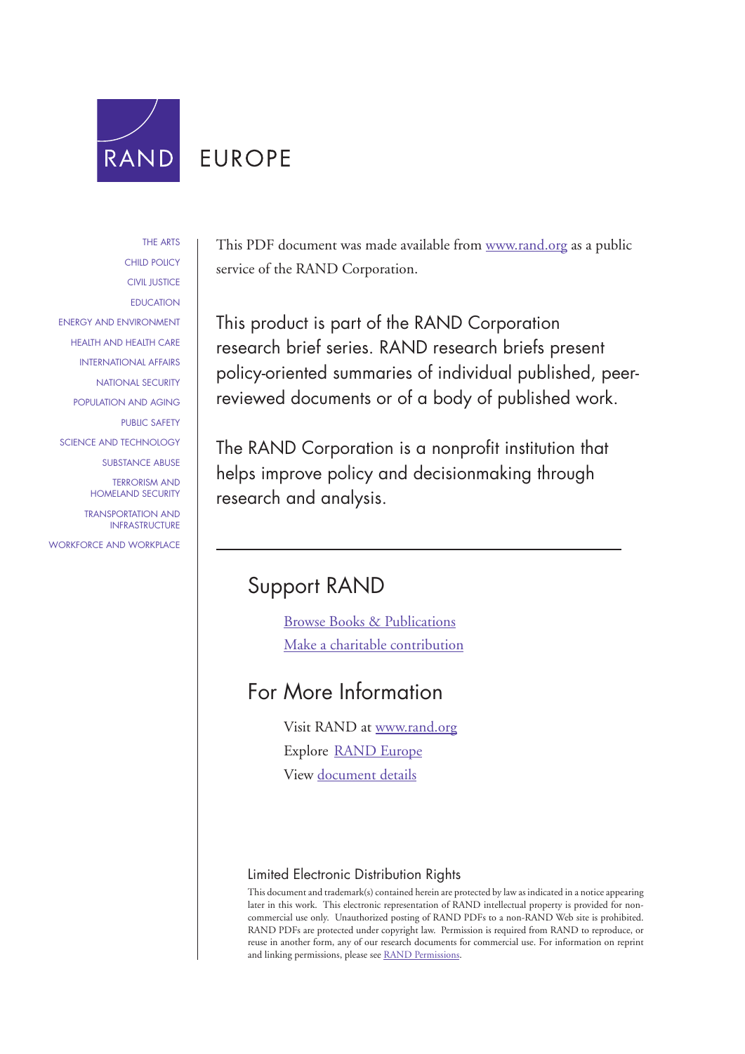RAND EUROPE

THE ARTS

CHILD POLICY

CIVIL JUSTICE

EDUCATION

ENERGY AND ENVIRONMENT

HEALTH AND HEALTH CARE

INTERNATIONAL AFFAIRS

NATIONAL SECURITY

POPULATION AND AGING

PUBLIC SAFETY

SCIENCE AND TECHNOLOGY

SUBSTANCE ABUSE

TERRORISM AND HOMELAND SECURITY

TRANSPORTATION AND INFRASTRUCTURE

WORKFORCE AND WORKPLACE

This PDF document was made available from [www.rand.org](http://www.rand.org) as a public service of the RAND Corporation.

This product is part of the RAND Corporation research brief series. RAND research briefs present policy-oriented summaries of individual published, peer-reviewed documents or of a body of published work.

The RAND Corporation is a nonprofit institution that helps improve policy and decisionmaking through research and analysis.

## Support RAND

Browse Books & Publications

Make a charitable contribution

## For More Information

Visit RAND at [www.rand.org](http://www.rand.org)

Explore RAND Europe

View document details

### Limited Electronic Distribution Rights

This document and trademark(s) contained herein are protected by law as indicated in a notice appearing later in this work. This electronic representation of RAND intellectual property is provided for non-commercial use only. Unauthorized posting of RAND PDFs to a non-RAND Web site is prohibited. RAND PDFs are protected under copyright law. Permission is required from RAND to reproduce, or reuse in another form, any of our research documents for commercial use. For information on reprint and linking permissions, please see RAND Permissions.